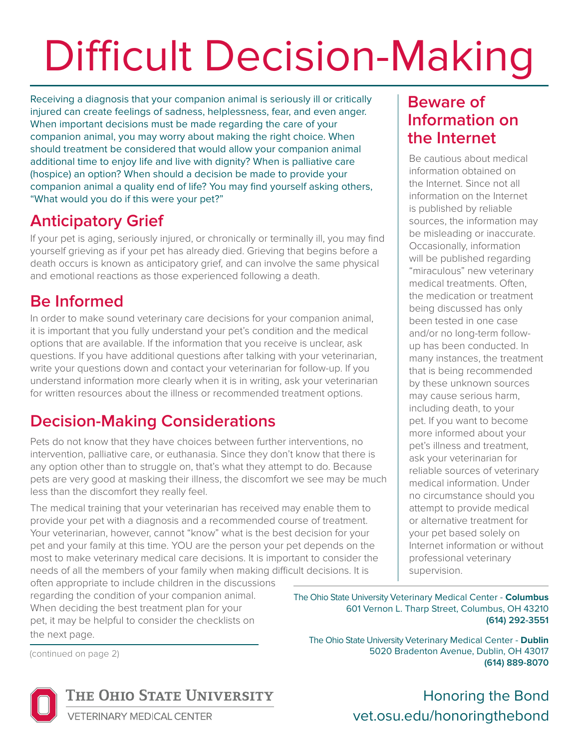# Difficult Decision-Making

Receiving a diagnosis that your companion animal is seriously ill or critically injured can create feelings of sadness, helplessness, fear, and even anger. When important decisions must be made regarding the care of your companion animal, you may worry about making the right choice. When should treatment be considered that would allow your companion animal additional time to enjoy life and live with dignity? When is palliative care (hospice) an option? When should a decision be made to provide your companion animal a quality end of life? You may find yourself asking others, "What would you do if this were your pet?"

## Anticipatory Grief

If your pet is aging, seriously injured, or chronically or terminally ill, you may find yourself grieving as if your pet has already died. Grieving that begins before a death occurs is known as anticipatory grief, and can involve the same physical and emotional reactions as those experienced following a death.

## Be Informed

In order to make sound veterinary care decisions for your companion animal, it is important that you fully understand your pet's condition and the medical options that are available. If the information that you receive is unclear, ask questions. If you have additional questions after talking with your veterinarian, write your questions down and contact your veterinarian for follow-up. If you understand information more clearly when it is in writing, ask your veterinarian for written resources about the illness or recommended treatment options.

## Decision-Making Considerations

Pets do not know that they have choices between further interventions, no intervention, palliative care, or euthanasia. Since they don't know that there is any option other than to struggle on, that's what they attempt to do. Because pets are very good at masking their illness, the discomfort we see may be much less than the discomfort they really feel.

The medical training that your veterinarian has received may enable them to provide your pet with a diagnosis and a recommended course of treatment. Your veterinarian, however, cannot "know" what is the best decision for your pet and your family at this time. YOU are the person your pet depends on the most to make veterinary medical care decisions. It is important to consider the needs of all the members of your family when making difficult decisions. It is often appropriate to include children in the discussions regarding the condition of your companion animal. When deciding the best treatment plan for your pet, it may be helpful to consider the checklists on the next page.

(continued on page 2)

## Beware of Information on the Internet

Be cautious about medical information obtained on the Internet. Since not all information on the Internet is published by reliable sources, the information may be misleading or inaccurate. Occasionally, information will be published regarding "miraculous" new veterinary medical treatments. Often, the medication or treatment being discussed has only been tested in one case and/or no long-term follow-up has been conducted. In many instances, the treatment that is being recommended by these unknown sources may cause serious harm, including death, to your pet. If you want to become more informed about your pet's illness and treatment, ask your veterinarian for reliable sources of veterinary medical information. Under no circumstance should you attempt to provide medical or alternative treatment for your pet based solely on Internet information or without professional veterinary supervision.

The Ohio State University Veterinary Medical Center - **Columbus**
601 Vernon L. Tharp Street, Columbus, OH 43210
**(614) 292-3551**

The Ohio State University Veterinary Medical Center - **Dublin**
5020 Bradenton Avenue, Dublin, OH 43017
**(614) 889-8070**

The Ohio State University
Veterinary Medical Center

Honoring the Bond
vet.osu.edu/honoringthebond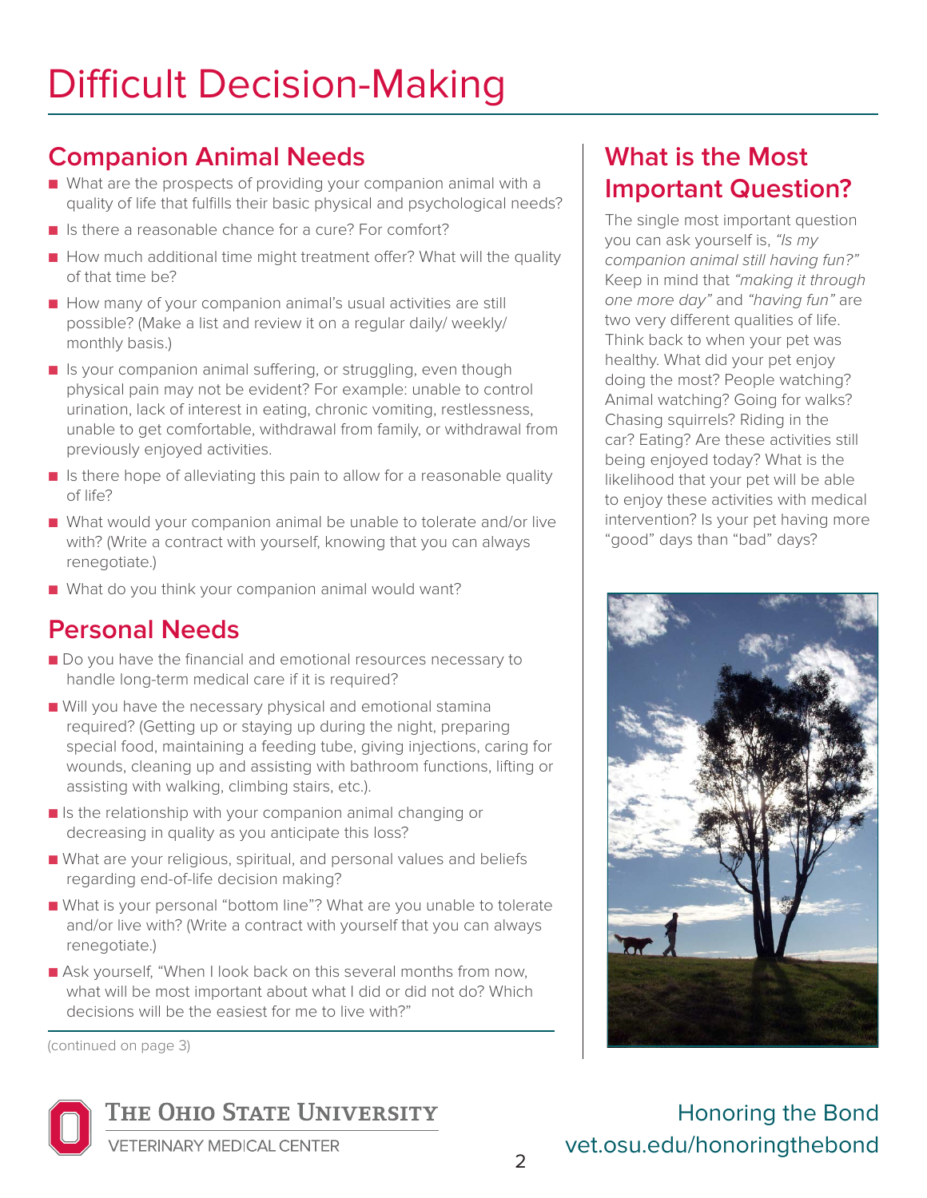# Difficult Decision-Making

## Companion Animal Needs

- What are the prospects of providing your companion animal with a quality of life that fulfills their basic physical and psychological needs?
- Is there a reasonable chance for a cure? For comfort?
- How much additional time might treatment offer? What will the quality of that time be?
- How many of your companion animal's usual activities are still possible? (Make a list and review it on a regular daily/ weekly/ monthly basis.)
- Is your companion animal suffering, or struggling, even though physical pain may not be evident? For example: unable to control urination, lack of interest in eating, chronic vomiting, restlessness, unable to get comfortable, withdrawal from family, or withdrawal from previously enjoyed activities.
- Is there hope of alleviating this pain to allow for a reasonable quality of life?
- What would your companion animal be unable to tolerate and/or live with? (Write a contract with yourself, knowing that you can always renegotiate.)
- What do you think your companion animal would want?

## Personal Needs

- Do you have the financial and emotional resources necessary to handle long-term medical care if it is required?
- Will you have the necessary physical and emotional stamina required? (Getting up or staying up during the night, preparing special food, maintaining a feeding tube, giving injections, caring for wounds, cleaning up and assisting with bathroom functions, lifting or assisting with walking, climbing stairs, etc.).
- Is the relationship with your companion animal changing or decreasing in quality as you anticipate this loss?
- What are your religious, spiritual, and personal values and beliefs regarding end-of-life decision making?
- What is your personal "bottom line"? What are you unable to tolerate and/or live with? (Write a contract with yourself that you can always renegotiate.)
- Ask yourself, "When I look back on this several months from now, what will be most important about what I did or did not do? Which decisions will be the easiest for me to live with?"

(continued on page 3)

## What is the Most Important Question?

The single most important question you can ask yourself is, *"Is my companion animal still having fun?"* Keep in mind that *"making it through one more day"* and *"having fun"* are two very different qualities of life. Think back to when your pet was healthy. What did your pet enjoy doing the most? People watching? Animal watching? Going for walks? Chasing squirrels? Riding in the car? Eating? Are these activities still being enjoyed today? What is the likelihood that your pet will be able to enjoy these activities with medical intervention? Is your pet having more "good" days than "bad" days?

The Ohio State University
Veterinary Medical Center

Honoring the Bond
vet.osu.edu/honoringthebond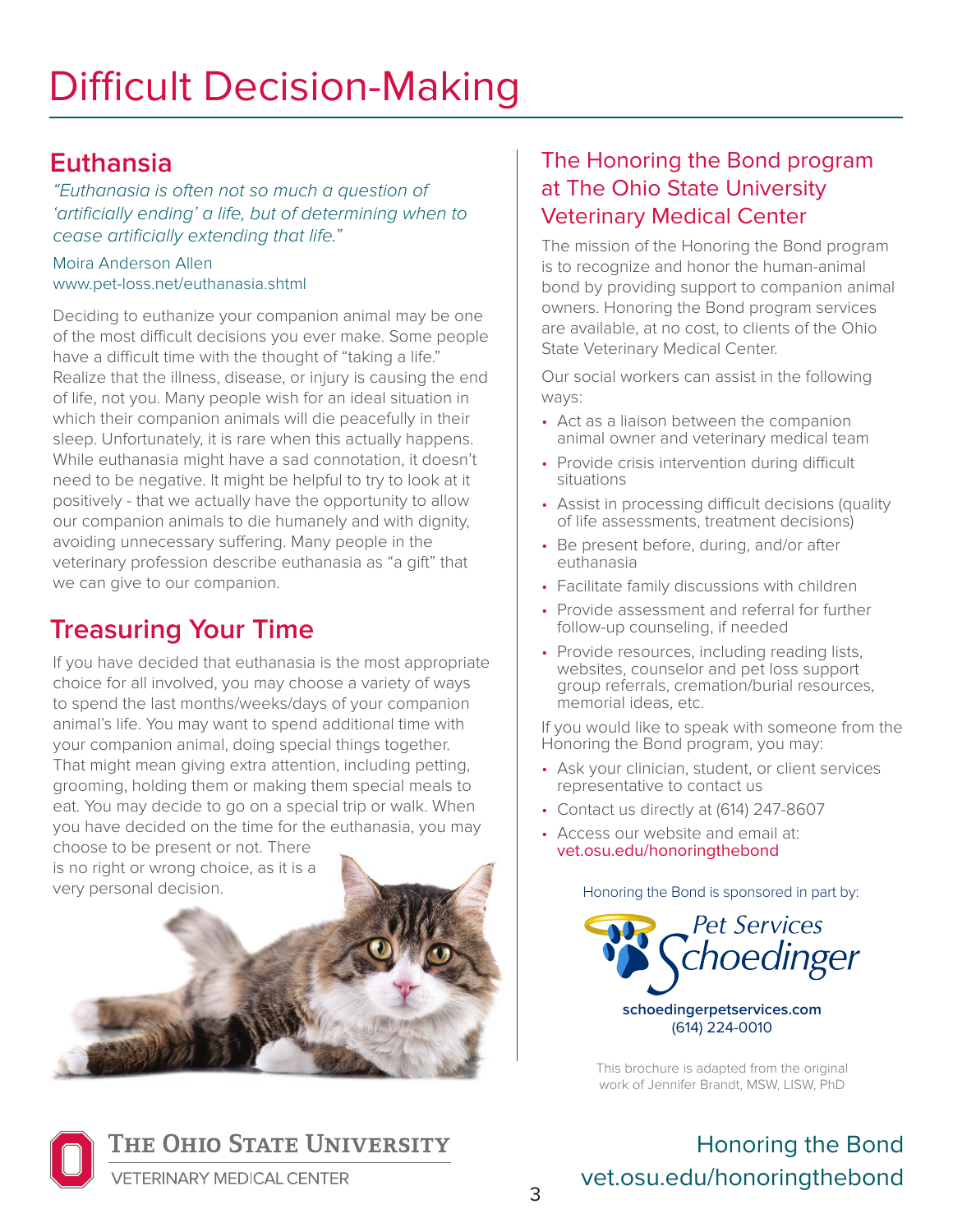# Difficult Decision-Making

## Euthansia

*"Euthanasia is often not so much a question of 'artificially ending' a life, but of determining when to cease artificially extending that life."*

Moira Anderson Allen
www.pet-loss.net/euthanasia.shtml

Deciding to euthanize your companion animal may be one of the most difficult decisions you ever make. Some people have a difficult time with the thought of "taking a life." Realize that the illness, disease, or injury is causing the end of life, not you. Many people wish for an ideal situation in which their companion animals will die peacefully in their sleep. Unfortunately, it is rare when this actually happens. While euthanasia might have a sad connotation, it doesn't need to be negative. It might be helpful to try to look at it positively - that we actually have the opportunity to allow our companion animals to die humanely and with dignity, avoiding unnecessary suffering. Many people in the veterinary profession describe euthanasia as "a gift" that we can give to our companion.

## Treasuring Your Time

If you have decided that euthanasia is the most appropriate choice for all involved, you may choose a variety of ways to spend the last months/weeks/days of your companion animal's life. You may want to spend additional time with your companion animal, doing special things together. That might mean giving extra attention, including petting, grooming, holding them or making them special meals to eat. You may decide to go on a special trip or walk. When you have decided on the time for the euthanasia, you may choose to be present or not. There is no right or wrong choice, as it is a very personal decision.

## The Honoring the Bond program at The Ohio State University Veterinary Medical Center

The mission of the Honoring the Bond program is to recognize and honor the human-animal bond by providing support to companion animal owners. Honoring the Bond program services are available, at no cost, to clients of the Ohio State Veterinary Medical Center.

Our social workers can assist in the following ways:

- Act as a liaison between the companion animal owner and veterinary medical team
- Provide crisis intervention during difficult situations
- Assist in processing difficult decisions (quality of life assessments, treatment decisions)
- Be present before, during, and/or after euthanasia
- Facilitate family discussions with children
- Provide assessment and referral for further follow-up counseling, if needed
- Provide resources, including reading lists, websites, counselor and pet loss support group referrals, cremation/burial resources, memorial ideas, etc.

If you would like to speak with someone from the Honoring the Bond program, you may:

- Ask your clinician, student, or client services representative to contact us
- Contact us directly at (614) 247-8607
- Access our website and email at: vet.osu.edu/honoringthebond

Honoring the Bond is sponsored in part by:

Pet Services Schoedinger
schoedingerpetservices.com
(614) 224-0010

This brochure is adapted from the original work of Jennifer Brandt, MSW, LISW, PhD

The Ohio State University
Veterinary Medical Center

Honoring the Bond
vet.osu.edu/honoringthebond